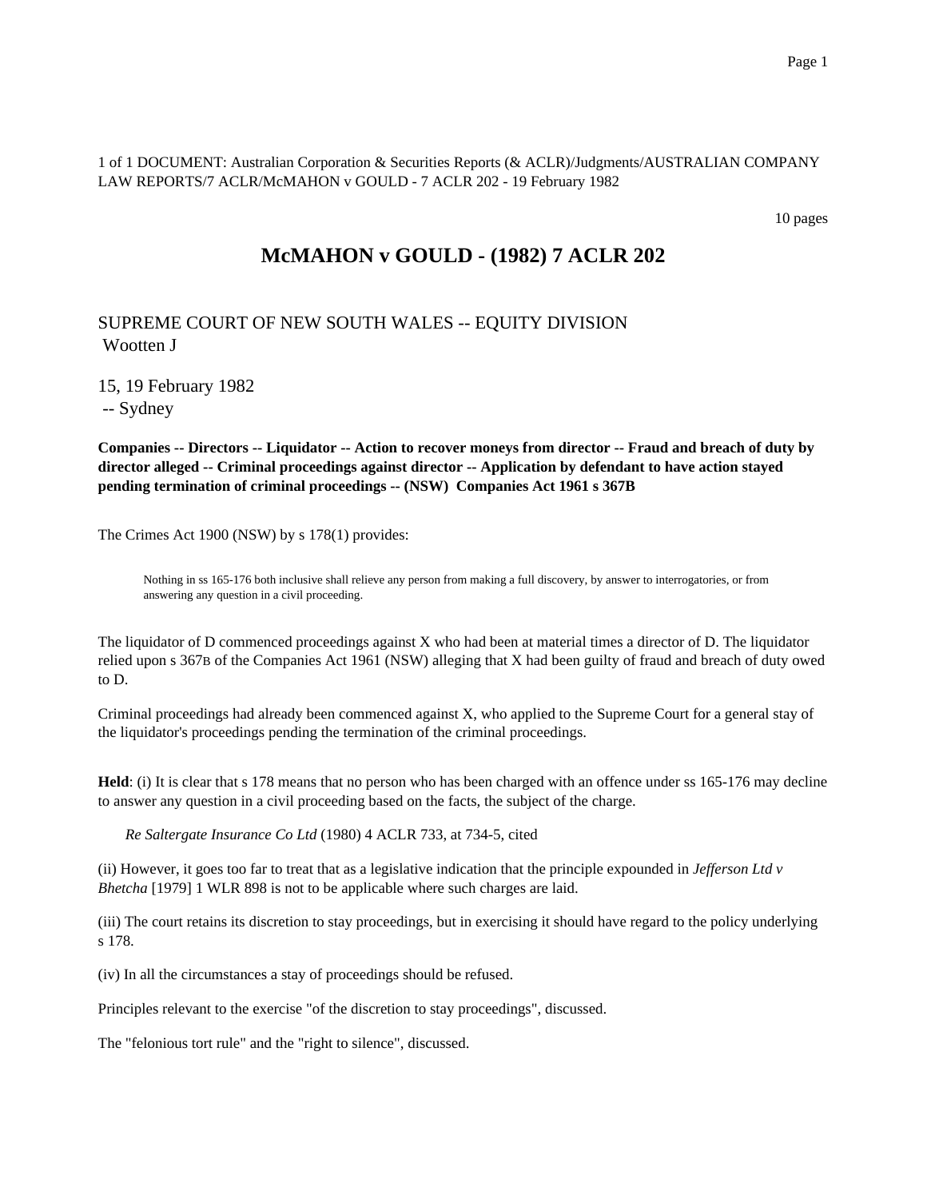1 of 1 DOCUMENT: Australian Corporation & Securities Reports (& ACLR)/Judgments/AUSTRALIAN COMPANY LAW REPORTS/7 ACLR/McMAHON v GOULD - 7 ACLR 202 - 19 February 1982

10 pages

# McMAHON v GOULD - (1982) 7 ACLR 202

SUPREME COURT OF NEW SOUTH WALES -- EQUITY DIVISION
Wootten J

15, 19 February 1982
-- Sydney

**Companies -- Directors -- Liquidator -- Action to recover moneys from director -- Fraud and breach of duty by director alleged -- Criminal proceedings against director -- Application by defendant to have action stayed pending termination of criminal proceedings -- (NSW) Companies Act 1961 s 367B**

The Crimes Act 1900 (NSW) by s 178(1) provides:

> Nothing in ss 165-176 both inclusive shall relieve any person from making a full discovery, by answer to interrogatories, or from answering any question in a civil proceeding.

The liquidator of D commenced proceedings against X who had been at material times a director of D. The liquidator relied upon s 367B of the Companies Act 1961 (NSW) alleging that X had been guilty of fraud and breach of duty owed to D.

Criminal proceedings had already been commenced against X, who applied to the Supreme Court for a general stay of the liquidator's proceedings pending the termination of the criminal proceedings.

**Held**: (i) It is clear that s 178 means that no person who has been charged with an offence under ss 165-176 may decline to answer any question in a civil proceeding based on the facts, the subject of the charge.

*Re Saltergate Insurance Co Ltd* (1980) 4 ACLR 733, at 734-5, cited

(ii) However, it goes too far to treat that as a legislative indication that the principle expounded in *Jefferson Ltd v Bhetcha* [1979] 1 WLR 898 is not to be applicable where such charges are laid.

(iii) The court retains its discretion to stay proceedings, but in exercising it should have regard to the policy underlying s 178.

(iv) In all the circumstances a stay of proceedings should be refused.

Principles relevant to the exercise "of the discretion to stay proceedings", discussed.

The "felonious tort rule" and the "right to silence", discussed.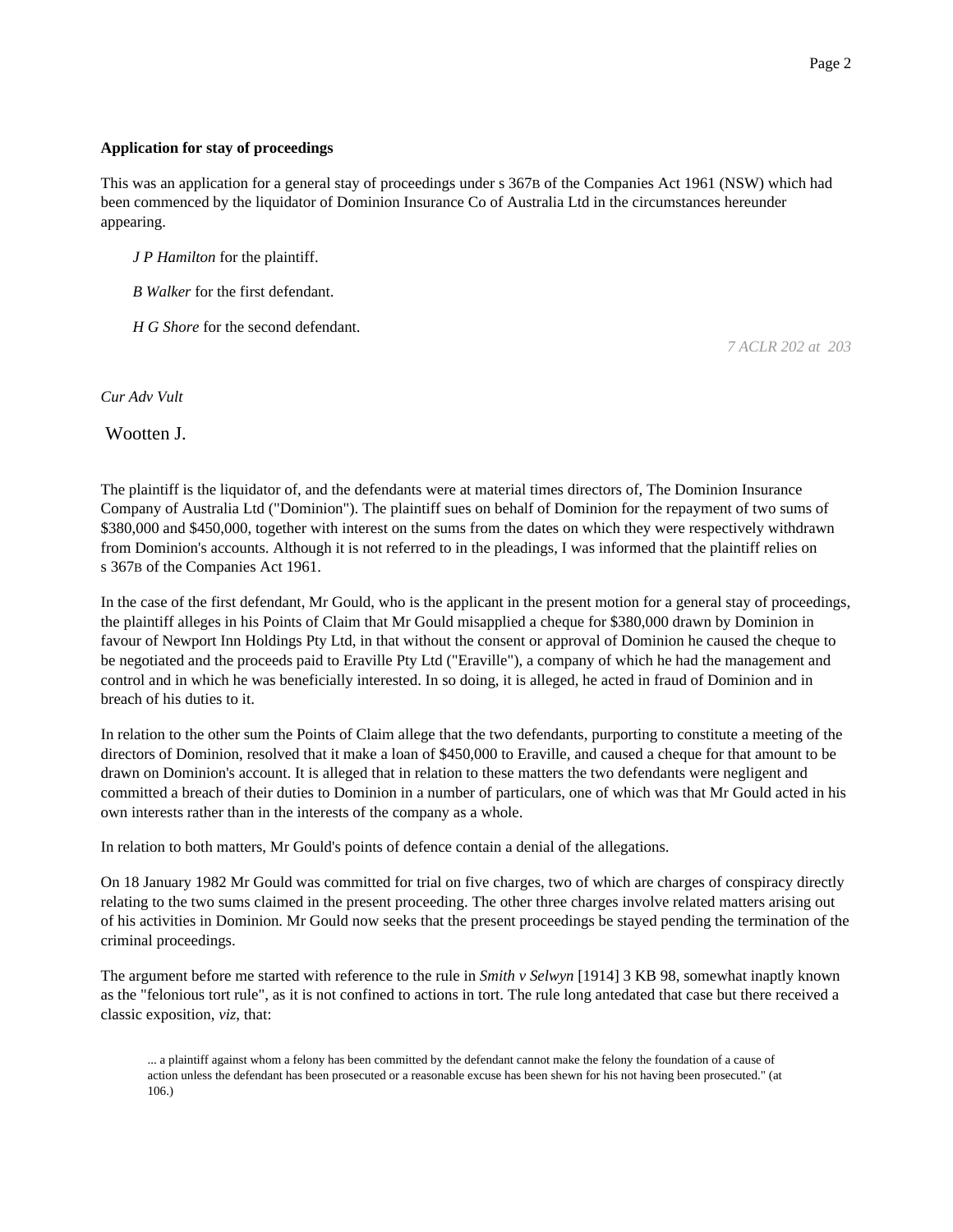**Application for stay of proceedings**

This was an application for a general stay of proceedings under s 367B of the Companies Act 1961 (NSW) which had been commenced by the liquidator of Dominion Insurance Co of Australia Ltd in the circumstances hereunder appearing.

*J P Hamilton* for the plaintiff.

*B Walker* for the first defendant.

*H G Shore* for the second defendant.

*7 ACLR 202 at 203*

*Cur Adv Vult*

Wootten J.

The plaintiff is the liquidator of, and the defendants were at material times directors of, The Dominion Insurance Company of Australia Ltd ("Dominion"). The plaintiff sues on behalf of Dominion for the repayment of two sums of $380,000 and $450,000, together with interest on the sums from the dates on which they were respectively withdrawn from Dominion's accounts. Although it is not referred to in the pleadings, I was informed that the plaintiff relies on s 367B of the Companies Act 1961.

In the case of the first defendant, Mr Gould, who is the applicant in the present motion for a general stay of proceedings, the plaintiff alleges in his Points of Claim that Mr Gould misapplied a cheque for $380,000 drawn by Dominion in favour of Newport Inn Holdings Pty Ltd, in that without the consent or approval of Dominion he caused the cheque to be negotiated and the proceeds paid to Eraville Pty Ltd ("Eraville"), a company of which he had the management and control and in which he was beneficially interested. In so doing, it is alleged, he acted in fraud of Dominion and in breach of his duties to it.

In relation to the other sum the Points of Claim allege that the two defendants, purporting to constitute a meeting of the directors of Dominion, resolved that it make a loan of $450,000 to Eraville, and caused a cheque for that amount to be drawn on Dominion's account. It is alleged that in relation to these matters the two defendants were negligent and committed a breach of their duties to Dominion in a number of particulars, one of which was that Mr Gould acted in his own interests rather than in the interests of the company as a whole.

In relation to both matters, Mr Gould's points of defence contain a denial of the allegations.

On 18 January 1982 Mr Gould was committed for trial on five charges, two of which are charges of conspiracy directly relating to the two sums claimed in the present proceeding. The other three charges involve related matters arising out of his activities in Dominion. Mr Gould now seeks that the present proceedings be stayed pending the termination of the criminal proceedings.

The argument before me started with reference to the rule in *Smith v Selwyn* [1914] 3 KB 98, somewhat inaptly known as the "felonious tort rule", as it is not confined to actions in tort. The rule long antedated that case but there received a classic exposition, *viz*, that:

> ... a plaintiff against whom a felony has been committed by the defendant cannot make the felony the foundation of a cause of action unless the defendant has been prosecuted or a reasonable excuse has been shewn for his not having been prosecuted." (at 106.)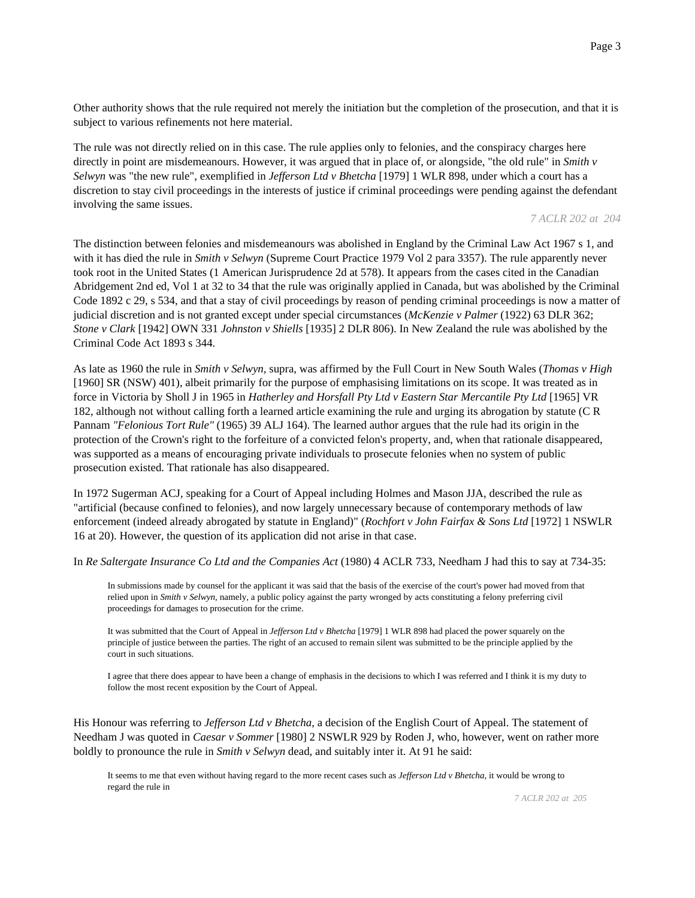Other authority shows that the rule required not merely the initiation but the completion of the prosecution, and that it is subject to various refinements not here material.

The rule was not directly relied on in this case. The rule applies only to felonies, and the conspiracy charges here directly in point are misdemeanours. However, it was argued that in place of, or alongside, "the old rule" in *Smith v Selwyn* was "the new rule", exemplified in *Jefferson Ltd v Bhetcha* [1979] 1 WLR 898, under which a court has a discretion to stay civil proceedings in the interests of justice if criminal proceedings were pending against the defendant involving the same issues.

*7 ACLR 202 at 204*

The distinction between felonies and misdemeanours was abolished in England by the Criminal Law Act 1967 s 1, and with it has died the rule in *Smith v Selwyn* (Supreme Court Practice 1979 Vol 2 para 3357). The rule apparently never took root in the United States (1 American Jurisprudence 2d at 578). It appears from the cases cited in the Canadian Abridgement 2nd ed, Vol 1 at 32 to 34 that the rule was originally applied in Canada, but was abolished by the Criminal Code 1892 c 29, s 534, and that a stay of civil proceedings by reason of pending criminal proceedings is now a matter of judicial discretion and is not granted except under special circumstances (*McKenzie v Palmer* (1922) 63 DLR 362; *Stone v Clark* [1942] OWN 331 *Johnston v Shiells* [1935] 2 DLR 806). In New Zealand the rule was abolished by the Criminal Code Act 1893 s 344.

As late as 1960 the rule in *Smith v Selwyn*, supra, was affirmed by the Full Court in New South Wales (*Thomas v High* [1960] SR (NSW) 401), albeit primarily for the purpose of emphasising limitations on its scope. It was treated as in force in Victoria by Sholl J in 1965 in *Hatherley and Horsfall Pty Ltd v Eastern Star Mercantile Pty Ltd* [1965] VR 182, although not without calling forth a learned article examining the rule and urging its abrogation by statute (C R Pannam *"Felonious Tort Rule"* (1965) 39 ALJ 164). The learned author argues that the rule had its origin in the protection of the Crown's right to the forfeiture of a convicted felon's property, and, when that rationale disappeared, was supported as a means of encouraging private individuals to prosecute felonies when no system of public prosecution existed. That rationale has also disappeared.

In 1972 Sugerman ACJ, speaking for a Court of Appeal including Holmes and Mason JJA, described the rule as "artificial (because confined to felonies), and now largely unnecessary because of contemporary methods of law enforcement (indeed already abrogated by statute in England)" (*Rochfort v John Fairfax & Sons Ltd* [1972] 1 NSWLR 16 at 20). However, the question of its application did not arise in that case.

In *Re Saltergate Insurance Co Ltd and the Companies Act* (1980) 4 ACLR 733, Needham J had this to say at 734-35:

> In submissions made by counsel for the applicant it was said that the basis of the exercise of the court's power had moved from that relied upon in *Smith v Selwyn*, namely, a public policy against the party wronged by acts constituting a felony preferring civil proceedings for damages to prosecution for the crime.
>
> It was submitted that the Court of Appeal in *Jefferson Ltd v Bhetcha* [1979] 1 WLR 898 had placed the power squarely on the principle of justice between the parties. The right of an accused to remain silent was submitted to be the principle applied by the court in such situations.
>
> I agree that there does appear to have been a change of emphasis in the decisions to which I was referred and I think it is my duty to follow the most recent exposition by the Court of Appeal.

His Honour was referring to *Jefferson Ltd v Bhetcha*, a decision of the English Court of Appeal. The statement of Needham J was quoted in *Caesar v Sommer* [1980] 2 NSWLR 929 by Roden J, who, however, went on rather more boldly to pronounce the rule in *Smith v Selwyn* dead, and suitably inter it. At 91 he said:

> It seems to me that even without having regard to the more recent cases such as *Jefferson Ltd v Bhetcha*, it would be wrong to regard the rule in

*7 ACLR 202 at 205*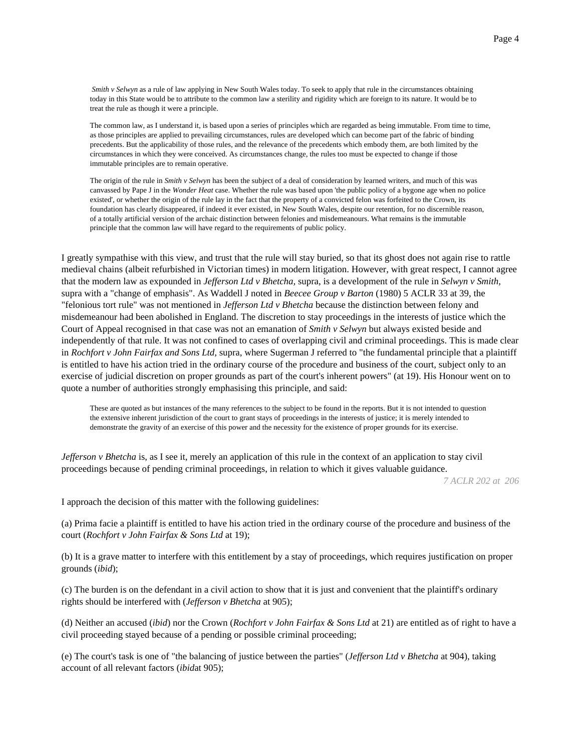> *Smith v Selwyn* as a rule of law applying in New South Wales today. To seek to apply that rule in the circumstances obtaining today in this State would be to attribute to the common law a sterility and rigidity which are foreign to its nature. It would be to treat the rule as though it were a principle.
>
> The common law, as I understand it, is based upon a series of principles which are regarded as being immutable. From time to time, as those principles are applied to prevailing circumstances, rules are developed which can become part of the fabric of binding precedents. But the applicability of those rules, and the relevance of the precedents which embody them, are both limited by the circumstances in which they were conceived. As circumstances change, the rules too must be expected to change if those immutable principles are to remain operative.
>
> The origin of the rule in *Smith v Selwyn* has been the subject of a deal of consideration by learned writers, and much of this was canvassed by Pape J in the *Wonder Heat* case. Whether the rule was based upon 'the public policy of a bygone age when no police existed', or whether the origin of the rule lay in the fact that the property of a convicted felon was forfeited to the Crown, its foundation has clearly disappeared, if indeed it ever existed, in New South Wales, despite our retention, for no discernible reason, of a totally artificial version of the archaic distinction between felonies and misdemeanours. What remains is the immutable principle that the common law will have regard to the requirements of public policy.

I greatly sympathise with this view, and trust that the rule will stay buried, so that its ghost does not again rise to rattle medieval chains (albeit refurbished in Victorian times) in modern litigation. However, with great respect, I cannot agree that the modern law as expounded in *Jefferson Ltd v Bhetcha,* supra, is a development of the rule in *Selwyn v Smith,* supra with a "change of emphasis". As Waddell J noted in *Beecee Group v Barton* (1980) 5 ACLR 33 at 39, the "felonious tort rule" was not mentioned in *Jefferson Ltd v Bhetcha* because the distinction between felony and misdemeanour had been abolished in England. The discretion to stay proceedings in the interests of justice which the Court of Appeal recognised in that case was not an emanation of *Smith v Selwyn* but always existed beside and independently of that rule. It was not confined to cases of overlapping civil and criminal proceedings. This is made clear in *Rochfort v John Fairfax and Sons Ltd,* supra, where Sugerman J referred to "the fundamental principle that a plaintiff is entitled to have his action tried in the ordinary course of the procedure and business of the court, subject only to an exercise of judicial discretion on proper grounds as part of the court's inherent powers" (at 19). His Honour went on to quote a number of authorities strongly emphasising this principle, and said:

> These are quoted as but instances of the many references to the subject to be found in the reports. But it is not intended to question the extensive inherent jurisdiction of the court to grant stays of proceedings in the interests of justice; it is merely intended to demonstrate the gravity of an exercise of this power and the necessity for the existence of proper grounds for its exercise.

*Jefferson v Bhetcha* is, as I see it, merely an application of this rule in the context of an application to stay civil proceedings because of pending criminal proceedings, in relation to which it gives valuable guidance.

*7 ACLR 202 at 206*

I approach the decision of this matter with the following guidelines:

(a) Prima facie a plaintiff is entitled to have his action tried in the ordinary course of the procedure and business of the court (*Rochfort v John Fairfax & Sons Ltd* at 19);

(b) It is a grave matter to interfere with this entitlement by a stay of proceedings, which requires justification on proper grounds (*ibid*);

(c) The burden is on the defendant in a civil action to show that it is just and convenient that the plaintiff's ordinary rights should be interfered with (*Jefferson v Bhetcha* at 905);

(d) Neither an accused (*ibid*) nor the Crown (*Rochfort v John Fairfax & Sons Ltd* at 21) are entitled as of right to have a civil proceeding stayed because of a pending or possible criminal proceeding;

(e) The court's task is one of "the balancing of justice between the parties" (*Jefferson Ltd v Bhetcha* at 904), taking account of all relevant factors (*ibid*at 905);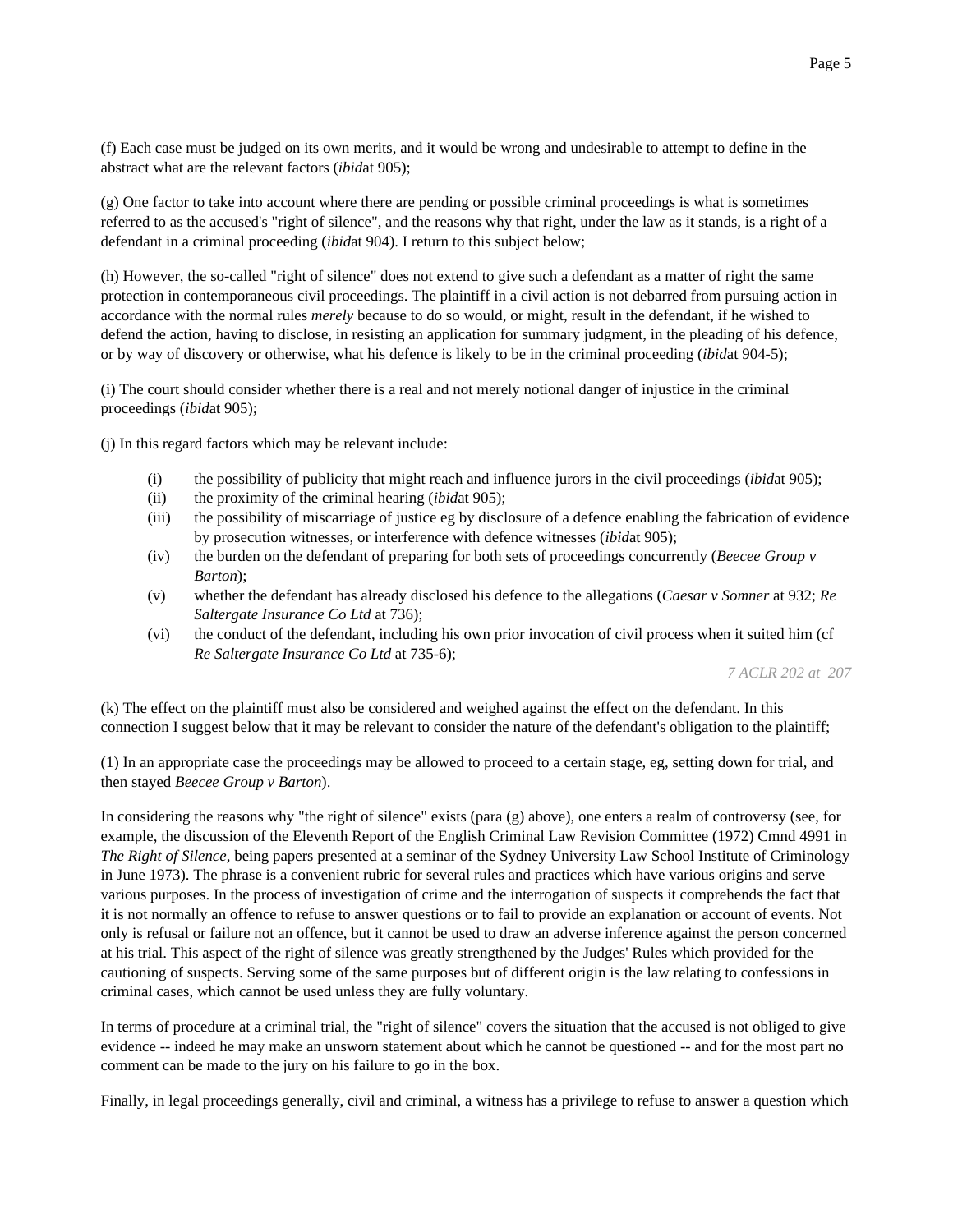(f) Each case must be judged on its own merits, and it would be wrong and undesirable to attempt to define in the abstract what are the relevant factors (*ibid*at 905);

(g) One factor to take into account where there are pending or possible criminal proceedings is what is sometimes referred to as the accused's "right of silence", and the reasons why that right, under the law as it stands, is a right of a defendant in a criminal proceeding (*ibid*at 904). I return to this subject below;

(h) However, the so-called "right of silence" does not extend to give such a defendant as a matter of right the same protection in contemporaneous civil proceedings. The plaintiff in a civil action is not debarred from pursuing action in accordance with the normal rules *merely* because to do so would, or might, result in the defendant, if he wished to defend the action, having to disclose, in resisting an application for summary judgment, in the pleading of his defence, or by way of discovery or otherwise, what his defence is likely to be in the criminal proceeding (*ibid*at 904-5);

(i) The court should consider whether there is a real and not merely notional danger of injustice in the criminal proceedings (*ibid*at 905);

(j) In this regard factors which may be relevant include:

- (i) the possibility of publicity that might reach and influence jurors in the civil proceedings (*ibid*at 905);
- (ii) the proximity of the criminal hearing (*ibid*at 905);
- (iii) the possibility of miscarriage of justice eg by disclosure of a defence enabling the fabrication of evidence by prosecution witnesses, or interference with defence witnesses (*ibid*at 905);
- (iv) the burden on the defendant of preparing for both sets of proceedings concurrently (*Beecee Group v Barton*);
- (v) whether the defendant has already disclosed his defence to the allegations (*Caesar v Somner* at 932; *Re Saltergate Insurance Co Ltd* at 736);
- (vi) the conduct of the defendant, including his own prior invocation of civil process when it suited him (cf *Re Saltergate Insurance Co Ltd* at 735-6);

*7 ACLR 202 at 207*

(k) The effect on the plaintiff must also be considered and weighed against the effect on the defendant. In this connection I suggest below that it may be relevant to consider the nature of the defendant's obligation to the plaintiff;

(1) In an appropriate case the proceedings may be allowed to proceed to a certain stage, eg, setting down for trial, and then stayed *Beecee Group v Barton*).

In considering the reasons why "the right of silence" exists (para (g) above), one enters a realm of controversy (see, for example, the discussion of the Eleventh Report of the English Criminal Law Revision Committee (1972) Cmnd 4991 in *The Right of Silence*, being papers presented at a seminar of the Sydney University Law School Institute of Criminology in June 1973). The phrase is a convenient rubric for several rules and practices which have various origins and serve various purposes. In the process of investigation of crime and the interrogation of suspects it comprehends the fact that it is not normally an offence to refuse to answer questions or to fail to provide an explanation or account of events. Not only is refusal or failure not an offence, but it cannot be used to draw an adverse inference against the person concerned at his trial. This aspect of the right of silence was greatly strengthened by the Judges' Rules which provided for the cautioning of suspects. Serving some of the same purposes but of different origin is the law relating to confessions in criminal cases, which cannot be used unless they are fully voluntary.

In terms of procedure at a criminal trial, the "right of silence" covers the situation that the accused is not obliged to give evidence -- indeed he may make an unsworn statement about which he cannot be questioned -- and for the most part no comment can be made to the jury on his failure to go in the box.

Finally, in legal proceedings generally, civil and criminal, a witness has a privilege to refuse to answer a question which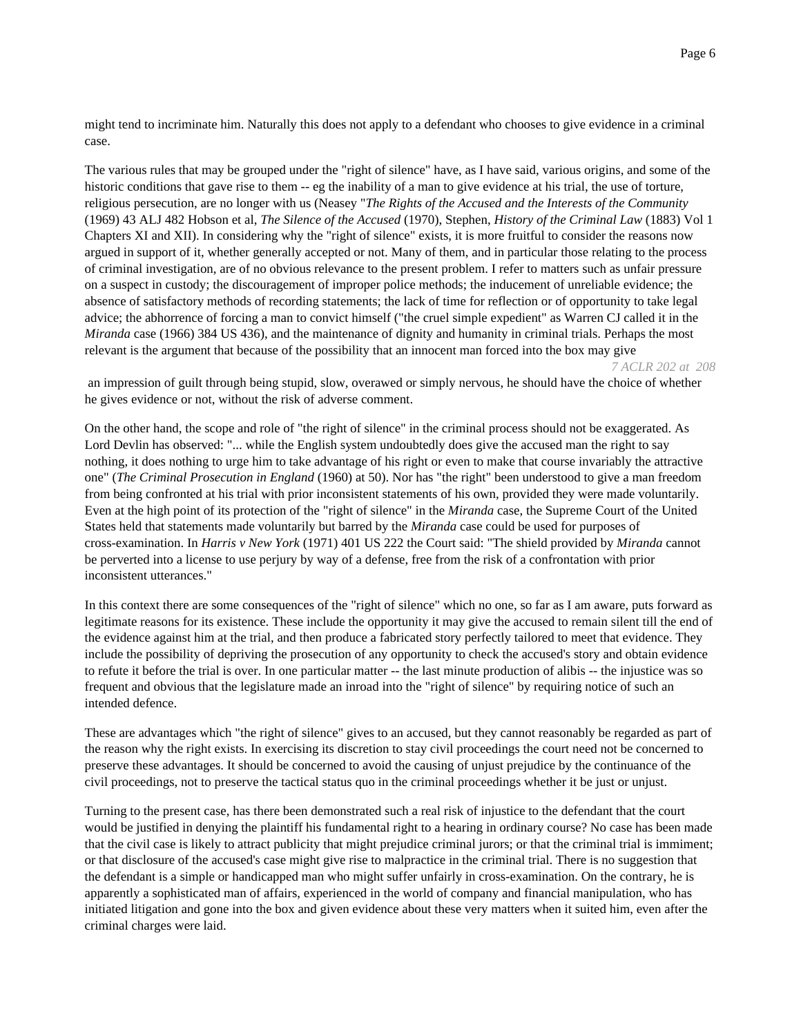might tend to incriminate him. Naturally this does not apply to a defendant who chooses to give evidence in a criminal case.

The various rules that may be grouped under the "right of silence" have, as I have said, various origins, and some of the historic conditions that gave rise to them -- eg the inability of a man to give evidence at his trial, the use of torture, religious persecution, are no longer with us (Neasey "*The Rights of the Accused and the Interests of the Community* (1969) 43 ALJ 482 Hobson et al, *The Silence of the Accused* (1970), Stephen, *History of the Criminal Law* (1883) Vol 1 Chapters XI and XII). In considering why the "right of silence" exists, it is more fruitful to consider the reasons now argued in support of it, whether generally accepted or not. Many of them, and in particular those relating to the process of criminal investigation, are of no obvious relevance to the present problem. I refer to matters such as unfair pressure on a suspect in custody; the discouragement of improper police methods; the inducement of unreliable evidence; the absence of satisfactory methods of recording statements; the lack of time for reflection or of opportunity to take legal advice; the abhorrence of forcing a man to convict himself ("the cruel simple expedient" as Warren CJ called it in the *Miranda* case (1966) 384 US 436), and the maintenance of dignity and humanity in criminal trials. Perhaps the most relevant is the argument that because of the possibility that an innocent man forced into the box may give

*7 ACLR 202 at 208*

an impression of guilt through being stupid, slow, overawed or simply nervous, he should have the choice of whether he gives evidence or not, without the risk of adverse comment.

On the other hand, the scope and role of "the right of silence" in the criminal process should not be exaggerated. As Lord Devlin has observed: "... while the English system undoubtedly does give the accused man the right to say nothing, it does nothing to urge him to take advantage of his right or even to make that course invariably the attractive one" (*The Criminal Prosecution in England* (1960) at 50). Nor has "the right" been understood to give a man freedom from being confronted at his trial with prior inconsistent statements of his own, provided they were made voluntarily. Even at the high point of its protection of the "right of silence" in the *Miranda* case, the Supreme Court of the United States held that statements made voluntarily but barred by the *Miranda* case could be used for purposes of cross-examination. In *Harris v New York* (1971) 401 US 222 the Court said: "The shield provided by *Miranda* cannot be perverted into a license to use perjury by way of a defense, free from the risk of a confrontation with prior inconsistent utterances."

In this context there are some consequences of the "right of silence" which no one, so far as I am aware, puts forward as legitimate reasons for its existence. These include the opportunity it may give the accused to remain silent till the end of the evidence against him at the trial, and then produce a fabricated story perfectly tailored to meet that evidence. They include the possibility of depriving the prosecution of any opportunity to check the accused's story and obtain evidence to refute it before the trial is over. In one particular matter -- the last minute production of alibis -- the injustice was so frequent and obvious that the legislature made an inroad into the "right of silence" by requiring notice of such an intended defence.

These are advantages which "the right of silence" gives to an accused, but they cannot reasonably be regarded as part of the reason why the right exists. In exercising its discretion to stay civil proceedings the court need not be concerned to preserve these advantages. It should be concerned to avoid the causing of unjust prejudice by the continuance of the civil proceedings, not to preserve the tactical status quo in the criminal proceedings whether it be just or unjust.

Turning to the present case, has there been demonstrated such a real risk of injustice to the defendant that the court would be justified in denying the plaintiff his fundamental right to a hearing in ordinary course? No case has been made that the civil case is likely to attract publicity that might prejudice criminal jurors; or that the criminal trial is immiment; or that disclosure of the accused's case might give rise to malpractice in the criminal trial. There is no suggestion that the defendant is a simple or handicapped man who might suffer unfairly in cross-examination. On the contrary, he is apparently a sophisticated man of affairs, experienced in the world of company and financial manipulation, who has initiated litigation and gone into the box and given evidence about these very matters when it suited him, even after the criminal charges were laid.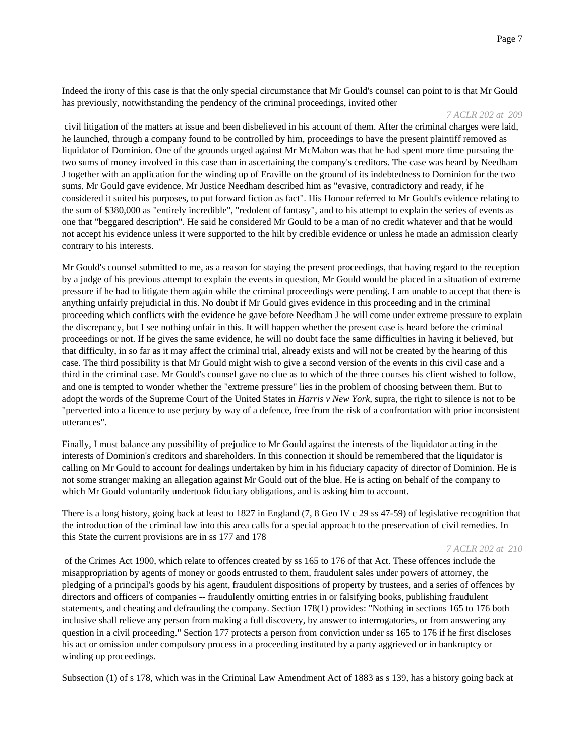Indeed the irony of this case is that the only special circumstance that Mr Gould's counsel can point to is that Mr Gould has previously, notwithstanding the pendency of the criminal proceedings, invited other

*7 ACLR 202 at 209*

civil litigation of the matters at issue and been disbelieved in his account of them. After the criminal charges were laid, he launched, through a company found to be controlled by him, proceedings to have the present plaintiff removed as liquidator of Dominion. One of the grounds urged against Mr McMahon was that he had spent more time pursuing the two sums of money involved in this case than in ascertaining the company's creditors. The case was heard by Needham J together with an application for the winding up of Eraville on the ground of its indebtedness to Dominion for the two sums. Mr Gould gave evidence. Mr Justice Needham described him as "evasive, contradictory and ready, if he considered it suited his purposes, to put forward fiction as fact". His Honour referred to Mr Gould's evidence relating to the sum of $380,000 as "entirely incredible", "redolent of fantasy", and to his attempt to explain the series of events as one that "beggared description". He said he considered Mr Gould to be a man of no credit whatever and that he would not accept his evidence unless it were supported to the hilt by credible evidence or unless he made an admission clearly contrary to his interests.

Mr Gould's counsel submitted to me, as a reason for staying the present proceedings, that having regard to the reception by a judge of his previous attempt to explain the events in question, Mr Gould would be placed in a situation of extreme pressure if he had to litigate them again while the criminal proceedings were pending. I am unable to accept that there is anything unfairly prejudicial in this. No doubt if Mr Gould gives evidence in this proceeding and in the criminal proceeding which conflicts with the evidence he gave before Needham J he will come under extreme pressure to explain the discrepancy, but I see nothing unfair in this. It will happen whether the present case is heard before the criminal proceedings or not. If he gives the same evidence, he will no doubt face the same difficulties in having it believed, but that difficulty, in so far as it may affect the criminal trial, already exists and will not be created by the hearing of this case. The third possibility is that Mr Gould might wish to give a second version of the events in this civil case and a third in the criminal case. Mr Gould's counsel gave no clue as to which of the three courses his client wished to follow, and one is tempted to wonder whether the "extreme pressure" lies in the problem of choosing between them. But to adopt the words of the Supreme Court of the United States in *Harris v New York*, supra, the right to silence is not to be "perverted into a licence to use perjury by way of a defence, free from the risk of a confrontation with prior inconsistent utterances".

Finally, I must balance any possibility of prejudice to Mr Gould against the interests of the liquidator acting in the interests of Dominion's creditors and shareholders. In this connection it should be remembered that the liquidator is calling on Mr Gould to account for dealings undertaken by him in his fiduciary capacity of director of Dominion. He is not some stranger making an allegation against Mr Gould out of the blue. He is acting on behalf of the company to which Mr Gould voluntarily undertook fiduciary obligations, and is asking him to account.

There is a long history, going back at least to 1827 in England (7, 8 Geo IV c 29 ss 47-59) of legislative recognition that the introduction of the criminal law into this area calls for a special approach to the preservation of civil remedies. In this State the current provisions are in ss 177 and 178

*7 ACLR 202 at 210*

of the Crimes Act 1900, which relate to offences created by ss 165 to 176 of that Act. These offences include the misappropriation by agents of money or goods entrusted to them, fraudulent sales under powers of attorney, the pledging of a principal's goods by his agent, fraudulent dispositions of property by trustees, and a series of offences by directors and officers of companies -- fraudulently omitting entries in or falsifying books, publishing fraudulent statements, and cheating and defrauding the company. Section 178(1) provides: "Nothing in sections 165 to 176 both inclusive shall relieve any person from making a full discovery, by answer to interrogatories, or from answering any question in a civil proceeding." Section 177 protects a person from conviction under ss 165 to 176 if he first discloses his act or omission under compulsory process in a proceeding instituted by a party aggrieved or in bankruptcy or winding up proceedings.

Subsection (1) of s 178, which was in the Criminal Law Amendment Act of 1883 as s 139, has a history going back at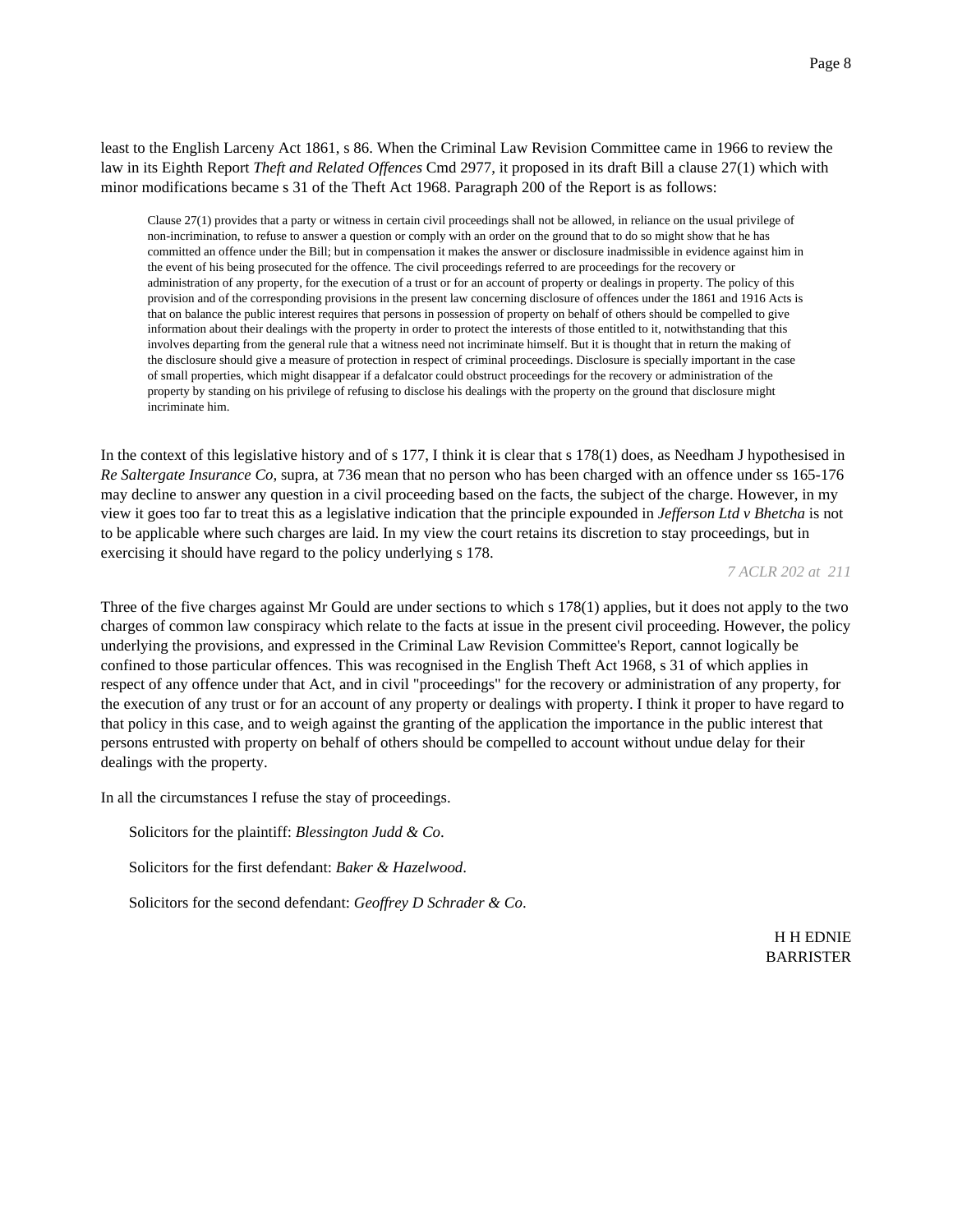least to the English Larceny Act 1861, s 86. When the Criminal Law Revision Committee came in 1966 to review the law in its Eighth Report *Theft and Related Offences* Cmd 2977, it proposed in its draft Bill a clause 27(1) which with minor modifications became s 31 of the Theft Act 1968. Paragraph 200 of the Report is as follows:

> Clause 27(1) provides that a party or witness in certain civil proceedings shall not be allowed, in reliance on the usual privilege of non-incrimination, to refuse to answer a question or comply with an order on the ground that to do so might show that he has committed an offence under the Bill; but in compensation it makes the answer or disclosure inadmissible in evidence against him in the event of his being prosecuted for the offence. The civil proceedings referred to are proceedings for the recovery or administration of any property, for the execution of a trust or for an account of property or dealings in property. The policy of this provision and of the corresponding provisions in the present law concerning disclosure of offences under the 1861 and 1916 Acts is that on balance the public interest requires that persons in possession of property on behalf of others should be compelled to give information about their dealings with the property in order to protect the interests of those entitled to it, notwithstanding that this involves departing from the general rule that a witness need not incriminate himself. But it is thought that in return the making of the disclosure should give a measure of protection in respect of criminal proceedings. Disclosure is specially important in the case of small properties, which might disappear if a defalcator could obstruct proceedings for the recovery or administration of the property by standing on his privilege of refusing to disclose his dealings with the property on the ground that disclosure might incriminate him.

In the context of this legislative history and of s 177, I think it is clear that s 178(1) does, as Needham J hypothesised in *Re Saltergate Insurance Co,* supra, at 736 mean that no person who has been charged with an offence under ss 165-176 may decline to answer any question in a civil proceeding based on the facts, the subject of the charge. However, in my view it goes too far to treat this as a legislative indication that the principle expounded in *Jefferson Ltd v Bhetcha* is not to be applicable where such charges are laid. In my view the court retains its discretion to stay proceedings, but in exercising it should have regard to the policy underlying s 178.

*7 ACLR 202 at 211*

Three of the five charges against Mr Gould are under sections to which s 178(1) applies, but it does not apply to the two charges of common law conspiracy which relate to the facts at issue in the present civil proceeding. However, the policy underlying the provisions, and expressed in the Criminal Law Revision Committee's Report, cannot logically be confined to those particular offences. This was recognised in the English Theft Act 1968, s 31 of which applies in respect of any offence under that Act, and in civil "proceedings" for the recovery or administration of any property, for the execution of any trust or for an account of any property or dealings with property. I think it proper to have regard to that policy in this case, and to weigh against the granting of the application the importance in the public interest that persons entrusted with property on behalf of others should be compelled to account without undue delay for their dealings with the property.

In all the circumstances I refuse the stay of proceedings.

Solicitors for the plaintiff: *Blessington Judd & Co*.

Solicitors for the first defendant: *Baker & Hazelwood*.

Solicitors for the second defendant: *Geoffrey D Schrader & Co*.

H H EDNIE
BARRISTER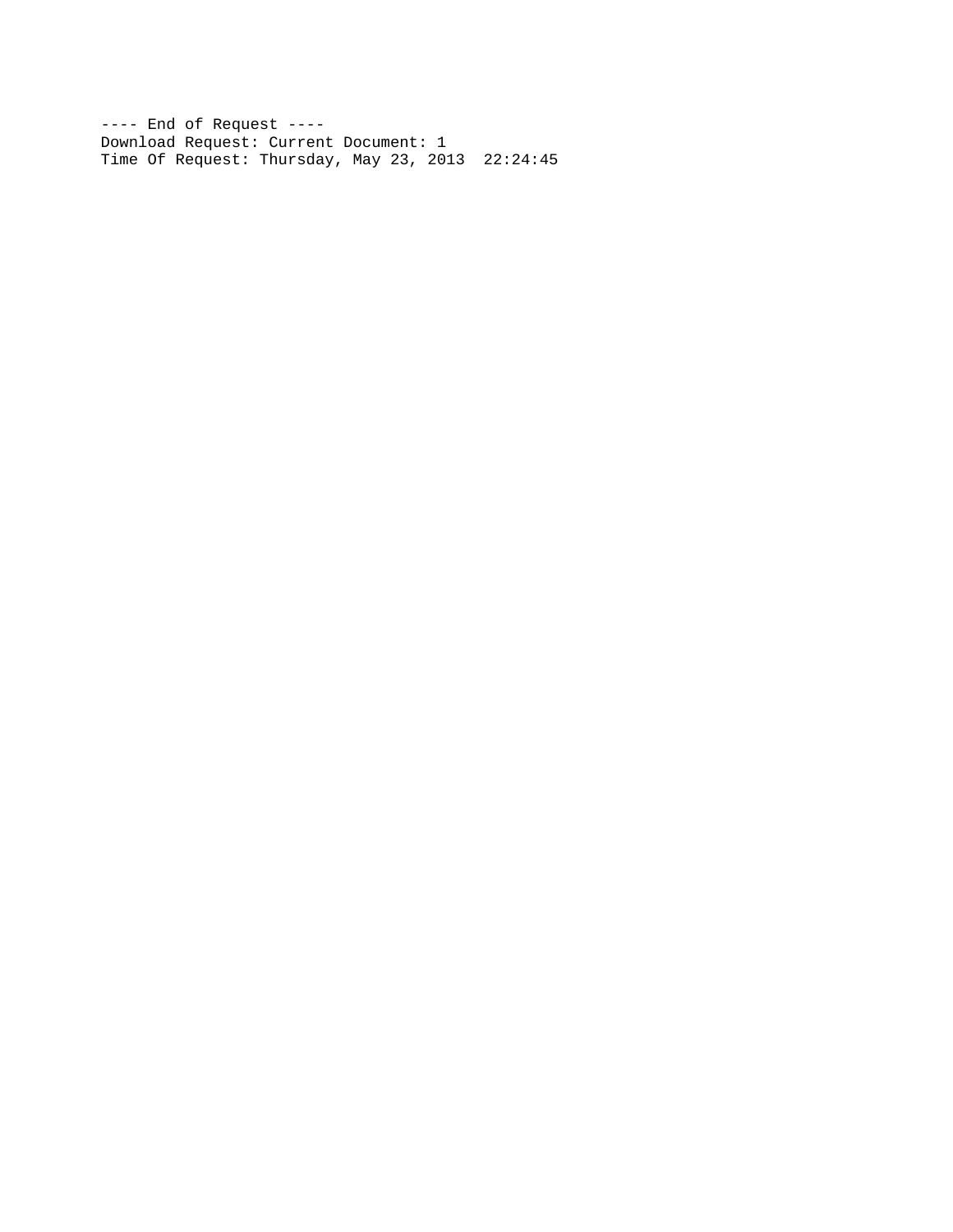---- End of Request ----
Download Request: Current Document: 1
Time Of Request: Thursday, May 23, 2013  22:24:45